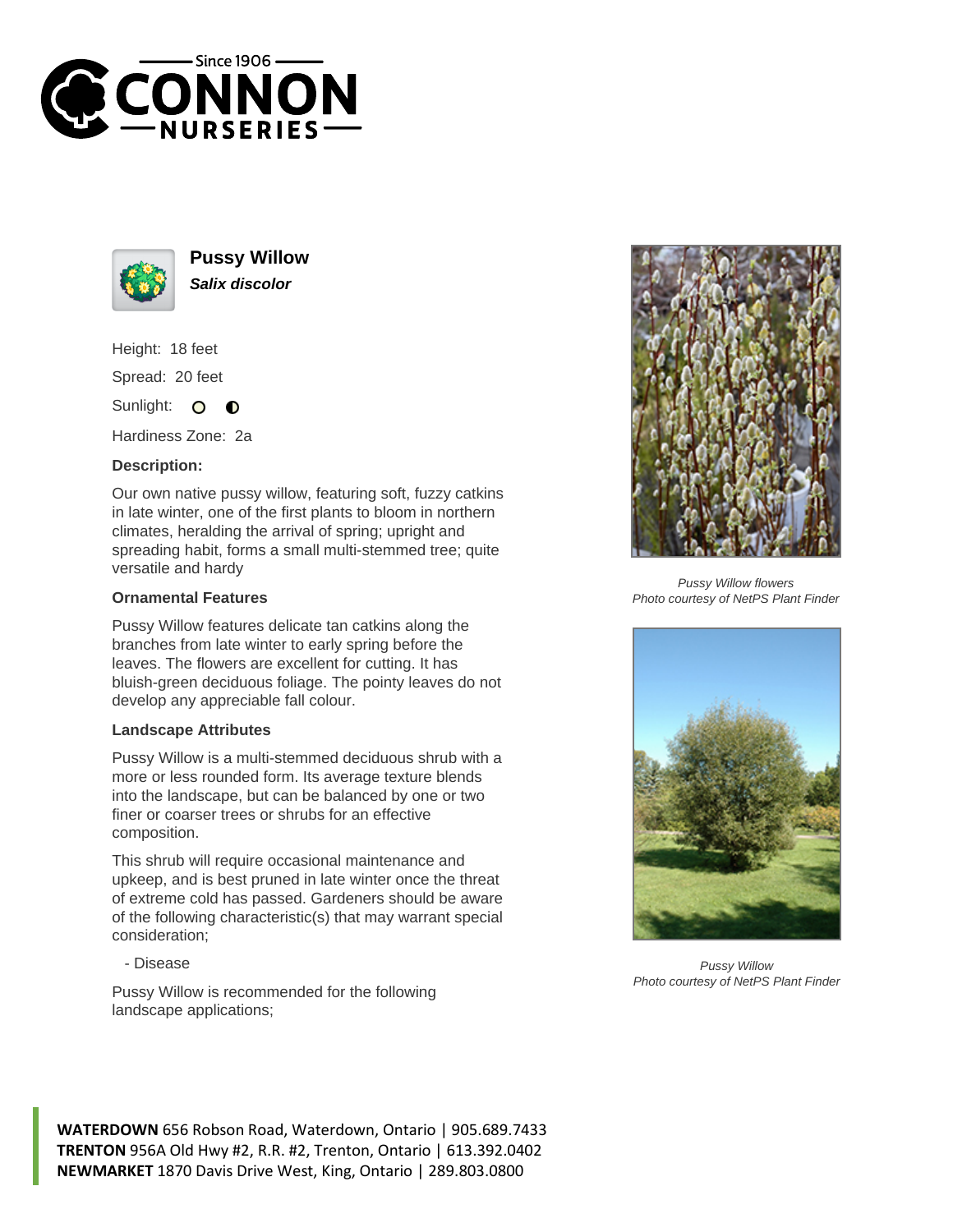# Pussy Willow

***Salix discolor***

Height: 18 feet

Spread: 20 feet

Sunlight:

Hardiness Zone: 2a

### Description:

Our own native pussy willow, featuring soft, fuzzy catkins in late winter, one of the first plants to bloom in northern climates, heralding the arrival of spring; upright and spreading habit, forms a small multi-stemmed tree; quite versatile and hardy

### Ornamental Features

Pussy Willow features delicate tan catkins along the branches from late winter to early spring before the leaves. The flowers are excellent for cutting. It has bluish-green deciduous foliage. The pointy leaves do not develop any appreciable fall colour.

### Landscape Attributes

Pussy Willow is a multi-stemmed deciduous shrub with a more or less rounded form. Its average texture blends into the landscape, but can be balanced by one or two finer or coarser trees or shrubs for an effective composition.

This shrub will require occasional maintenance and upkeep, and is best pruned in late winter once the threat of extreme cold has passed. Gardeners should be aware of the following characteristic(s) that may warrant special consideration;

- Disease

Pussy Willow is recommended for the following landscape applications;

*Pussy Willow flowers*
*Photo courtesy of NetPS Plant Finder*

*Pussy Willow*
*Photo courtesy of NetPS Plant Finder*

**WATERDOWN** 656 Robson Road, Waterdown, Ontario | 905.689.7433
**TRENTON** 956A Old Hwy #2, R.R. #2, Trenton, Ontario | 613.392.0402
**NEWMARKET** 1870 Davis Drive West, King, Ontario | 289.803.0800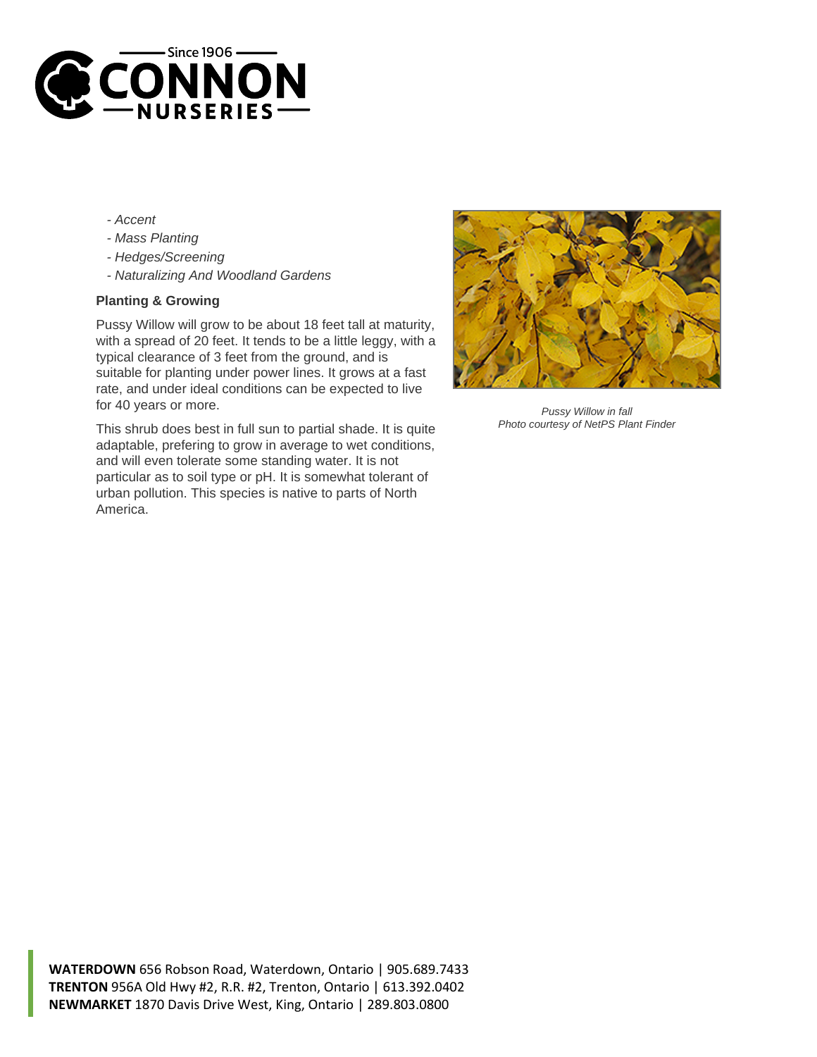- *Accent*
- *Mass Planting*
- *Hedges/Screening*
- *Naturalizing And Woodland Gardens*

**Planting & Growing**

Pussy Willow will grow to be about 18 feet tall at maturity, with a spread of 20 feet. It tends to be a little leggy, with a typical clearance of 3 feet from the ground, and is suitable for planting under power lines. It grows at a fast rate, and under ideal conditions can be expected to live for 40 years or more.

This shrub does best in full sun to partial shade. It is quite adaptable, prefering to grow in average to wet conditions, and will even tolerate some standing water. It is not particular as to soil type or pH. It is somewhat tolerant of urban pollution. This species is native to parts of North America.

*Pussy Willow in fall*
*Photo courtesy of NetPS Plant Finder*

**WATERDOWN** 656 Robson Road, Waterdown, Ontario | 905.689.7433
**TRENTON** 956A Old Hwy #2, R.R. #2, Trenton, Ontario | 613.392.0402
**NEWMARKET** 1870 Davis Drive West, King, Ontario | 289.803.0800